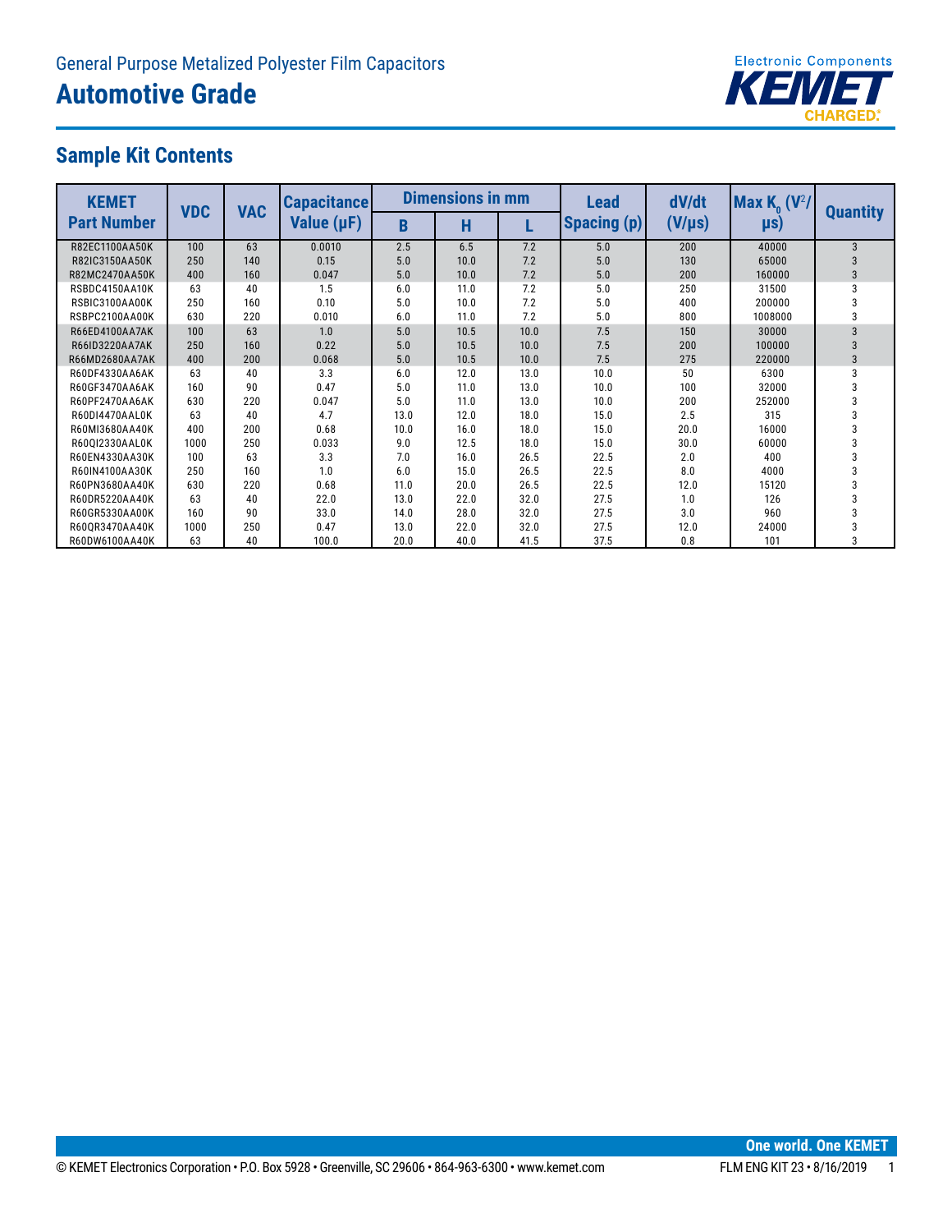General Purpose Metalized Polyester Film Capacitors

# Automotive Grade

## Sample Kit Contents

| KEMET Part Number | VDC | VAC | Capacitance Value (µF) | Dimensions in mm | | | Lead Spacing (p) | dV/dt (V/µs) | Max $K_0$ ($V^2$/µs) | Quantity |
|---|---|---|---|---|---|---|---|---|---|---|
| | | | | B | H | L | | | | |
| R82EC1100AA50K | 100 | 63 | 0.0010 | 2.5 | 6.5 | 7.2 | 5.0 | 200 | 40000 | 3 |
| R82IC3150AA50K | 250 | 140 | 0.15 | 5.0 | 10.0 | 7.2 | 5.0 | 130 | 65000 | 3 |
| R82MC2470AA50K | 400 | 160 | 0.047 | 5.0 | 10.0 | 7.2 | 5.0 | 200 | 160000 | 3 |
| RSBDC4150AA10K | 63 | 40 | 1.5 | 6.0 | 11.0 | 7.2 | 5.0 | 250 | 31500 | 3 |
| RSBIC3100AA00K | 250 | 160 | 0.10 | 5.0 | 10.0 | 7.2 | 5.0 | 400 | 200000 | 3 |
| RSBPC2100AA00K | 630 | 220 | 0.010 | 6.0 | 11.0 | 7.2 | 5.0 | 800 | 1008000 | 3 |
| R66ED4100AA7AK | 100 | 63 | 1.0 | 5.0 | 10.5 | 10.0 | 7.5 | 150 | 30000 | 3 |
| R66ID3220AA7AK | 250 | 160 | 0.22 | 5.0 | 10.5 | 10.0 | 7.5 | 200 | 100000 | 3 |
| R66MD2680AA7AK | 400 | 200 | 0.068 | 5.0 | 10.5 | 10.0 | 7.5 | 275 | 220000 | 3 |
| R60DF4330AA6AK | 63 | 40 | 3.3 | 6.0 | 12.0 | 13.0 | 10.0 | 50 | 6300 | 3 |
| R60GF3470AA6AK | 160 | 90 | 0.47 | 5.0 | 11.0 | 13.0 | 10.0 | 100 | 32000 | 3 |
| R60PF2470AA6AK | 630 | 220 | 0.047 | 5.0 | 11.0 | 13.0 | 10.0 | 200 | 252000 | 3 |
| R60DI4470AAL0K | 63 | 40 | 4.7 | 13.0 | 12.0 | 18.0 | 15.0 | 2.5 | 315 | 3 |
| R60MI3680AA40K | 400 | 200 | 0.68 | 10.0 | 16.0 | 18.0 | 15.0 | 20.0 | 16000 | 3 |
| R60QI2330AAL0K | 1000 | 250 | 0.033 | 9.0 | 12.5 | 18.0 | 15.0 | 30.0 | 60000 | 3 |
| R60EN4330AA30K | 100 | 63 | 3.3 | 7.0 | 16.0 | 26.5 | 22.5 | 2.0 | 400 | 3 |
| R60IN4100AA30K | 250 | 160 | 1.0 | 6.0 | 15.0 | 26.5 | 22.5 | 8.0 | 4000 | 3 |
| R60PN3680AA40K | 630 | 220 | 0.68 | 11.0 | 20.0 | 26.5 | 22.5 | 12.0 | 15120 | 3 |
| R60DR5220AA40K | 63 | 40 | 22.0 | 13.0 | 22.0 | 32.0 | 27.5 | 1.0 | 126 | 3 |
| R60GR5330AA00K | 160 | 90 | 33.0 | 14.0 | 28.0 | 32.0 | 27.5 | 3.0 | 960 | 3 |
| R60QR3470AA40K | 1000 | 250 | 0.47 | 13.0 | 22.0 | 32.0 | 27.5 | 12.0 | 24000 | 3 |
| R60DW6100AA40K | 63 | 40 | 100.0 | 20.0 | 40.0 | 41.5 | 37.5 | 0.8 | 101 | 3 |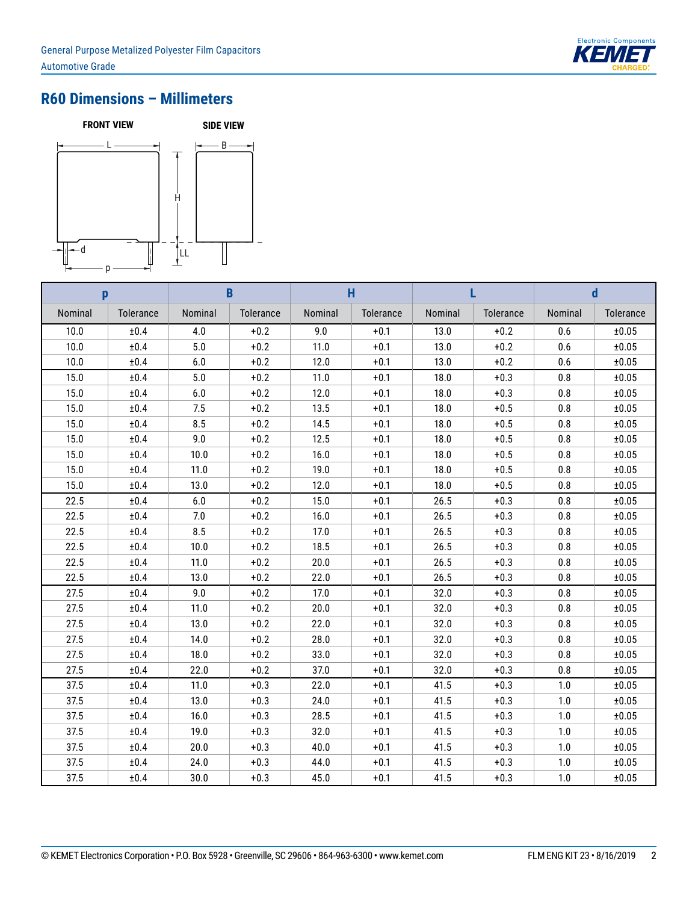## R60 Dimensions – Millimeters

FRONT VIEW

SIDE VIEW

| p | | B | | H | | L | | d | |
|---|---|---|---|---|---|---|---|---|---|
| Nominal | Tolerance | Nominal | Tolerance | Nominal | Tolerance | Nominal | Tolerance | Nominal | Tolerance |
| 10.0 | ±0.4 | 4.0 | +0.2 | 9.0 | +0.1 | 13.0 | +0.2 | 0.6 | ±0.05 |
| 10.0 | ±0.4 | 5.0 | +0.2 | 11.0 | +0.1 | 13.0 | +0.2 | 0.6 | ±0.05 |
| 10.0 | ±0.4 | 6.0 | +0.2 | 12.0 | +0.1 | 13.0 | +0.2 | 0.6 | ±0.05 |
| 15.0 | ±0.4 | 5.0 | +0.2 | 11.0 | +0.1 | 18.0 | +0.3 | 0.8 | ±0.05 |
| 15.0 | ±0.4 | 6.0 | +0.2 | 12.0 | +0.1 | 18.0 | +0.3 | 0.8 | ±0.05 |
| 15.0 | ±0.4 | 7.5 | +0.2 | 13.5 | +0.1 | 18.0 | +0.5 | 0.8 | ±0.05 |
| 15.0 | ±0.4 | 8.5 | +0.2 | 14.5 | +0.1 | 18.0 | +0.5 | 0.8 | ±0.05 |
| 15.0 | ±0.4 | 9.0 | +0.2 | 12.5 | +0.1 | 18.0 | +0.5 | 0.8 | ±0.05 |
| 15.0 | ±0.4 | 10.0 | +0.2 | 16.0 | +0.1 | 18.0 | +0.5 | 0.8 | ±0.05 |
| 15.0 | ±0.4 | 11.0 | +0.2 | 19.0 | +0.1 | 18.0 | +0.5 | 0.8 | ±0.05 |
| 15.0 | ±0.4 | 13.0 | +0.2 | 12.0 | +0.1 | 18.0 | +0.5 | 0.8 | ±0.05 |
| 22.5 | ±0.4 | 6.0 | +0.2 | 15.0 | +0.1 | 26.5 | +0.3 | 0.8 | ±0.05 |
| 22.5 | ±0.4 | 7.0 | +0.2 | 16.0 | +0.1 | 26.5 | +0.3 | 0.8 | ±0.05 |
| 22.5 | ±0.4 | 8.5 | +0.2 | 17.0 | +0.1 | 26.5 | +0.3 | 0.8 | ±0.05 |
| 22.5 | ±0.4 | 10.0 | +0.2 | 18.5 | +0.1 | 26.5 | +0.3 | 0.8 | ±0.05 |
| 22.5 | ±0.4 | 11.0 | +0.2 | 20.0 | +0.1 | 26.5 | +0.3 | 0.8 | ±0.05 |
| 22.5 | ±0.4 | 13.0 | +0.2 | 22.0 | +0.1 | 26.5 | +0.3 | 0.8 | ±0.05 |
| 27.5 | ±0.4 | 9.0 | +0.2 | 17.0 | +0.1 | 32.0 | +0.3 | 0.8 | ±0.05 |
| 27.5 | ±0.4 | 11.0 | +0.2 | 20.0 | +0.1 | 32.0 | +0.3 | 0.8 | ±0.05 |
| 27.5 | ±0.4 | 13.0 | +0.2 | 22.0 | +0.1 | 32.0 | +0.3 | 0.8 | ±0.05 |
| 27.5 | ±0.4 | 14.0 | +0.2 | 28.0 | +0.1 | 32.0 | +0.3 | 0.8 | ±0.05 |
| 27.5 | ±0.4 | 18.0 | +0.2 | 33.0 | +0.1 | 32.0 | +0.3 | 0.8 | ±0.05 |
| 27.5 | ±0.4 | 22.0 | +0.2 | 37.0 | +0.1 | 32.0 | +0.3 | 0.8 | ±0.05 |
| 37.5 | ±0.4 | 11.0 | +0.3 | 22.0 | +0.1 | 41.5 | +0.3 | 1.0 | ±0.05 |
| 37.5 | ±0.4 | 13.0 | +0.3 | 24.0 | +0.1 | 41.5 | +0.3 | 1.0 | ±0.05 |
| 37.5 | ±0.4 | 16.0 | +0.3 | 28.5 | +0.1 | 41.5 | +0.3 | 1.0 | ±0.05 |
| 37.5 | ±0.4 | 19.0 | +0.3 | 32.0 | +0.1 | 41.5 | +0.3 | 1.0 | ±0.05 |
| 37.5 | ±0.4 | 20.0 | +0.3 | 40.0 | +0.1 | 41.5 | +0.3 | 1.0 | ±0.05 |
| 37.5 | ±0.4 | 24.0 | +0.3 | 44.0 | +0.1 | 41.5 | +0.3 | 1.0 | ±0.05 |
| 37.5 | ±0.4 | 30.0 | +0.3 | 45.0 | +0.1 | 41.5 | +0.3 | 1.0 | ±0.05 |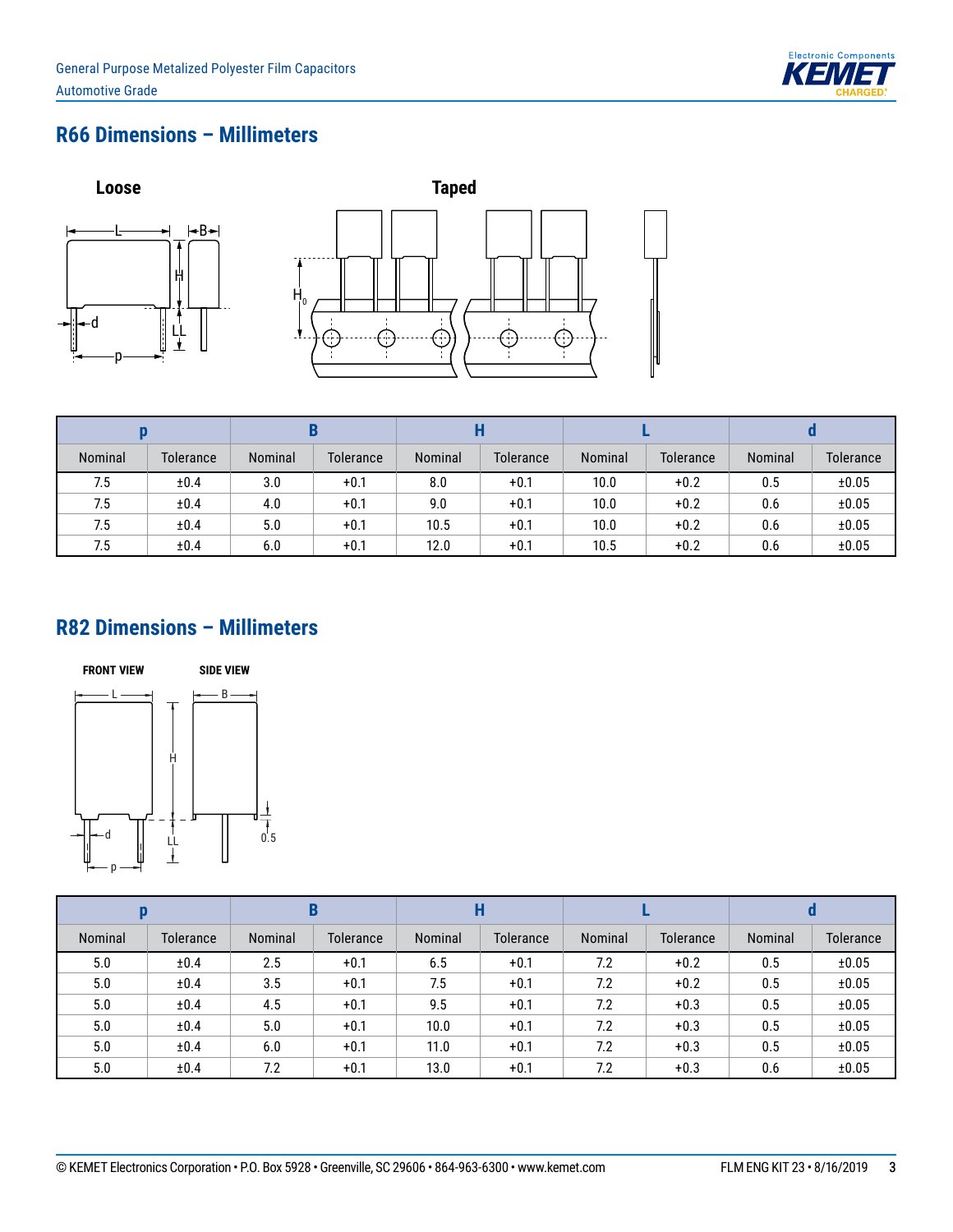## R66 Dimensions – Millimeters

| p | | B | | H | | L | | d | |
|---|---|---|---|---|---|---|---|---|---|
| Nominal | Tolerance | Nominal | Tolerance | Nominal | Tolerance | Nominal | Tolerance | Nominal | Tolerance |
| 7.5 | ±0.4 | 3.0 | +0.1 | 8.0 | +0.1 | 10.0 | +0.2 | 0.5 | ±0.05 |
| 7.5 | ±0.4 | 4.0 | +0.1 | 9.0 | +0.1 | 10.0 | +0.2 | 0.6 | ±0.05 |
| 7.5 | ±0.4 | 5.0 | +0.1 | 10.5 | +0.1 | 10.0 | +0.2 | 0.6 | ±0.05 |
| 7.5 | ±0.4 | 6.0 | +0.1 | 12.0 | +0.1 | 10.5 | +0.2 | 0.6 | ±0.05 |

## R82 Dimensions – Millimeters

| p | | B | | H | | L | | d | |
|---|---|---|---|---|---|---|---|---|---|
| Nominal | Tolerance | Nominal | Tolerance | Nominal | Tolerance | Nominal | Tolerance | Nominal | Tolerance |
| 5.0 | ±0.4 | 2.5 | +0.1 | 6.5 | +0.1 | 7.2 | +0.2 | 0.5 | ±0.05 |
| 5.0 | ±0.4 | 3.5 | +0.1 | 7.5 | +0.1 | 7.2 | +0.2 | 0.5 | ±0.05 |
| 5.0 | ±0.4 | 4.5 | +0.1 | 9.5 | +0.1 | 7.2 | +0.3 | 0.5 | ±0.05 |
| 5.0 | ±0.4 | 5.0 | +0.1 | 10.0 | +0.1 | 7.2 | +0.3 | 0.5 | ±0.05 |
| 5.0 | ±0.4 | 6.0 | +0.1 | 11.0 | +0.1 | 7.2 | +0.3 | 0.5 | ±0.05 |
| 5.0 | ±0.4 | 7.2 | +0.1 | 13.0 | +0.1 | 7.2 | +0.3 | 0.6 | ±0.05 |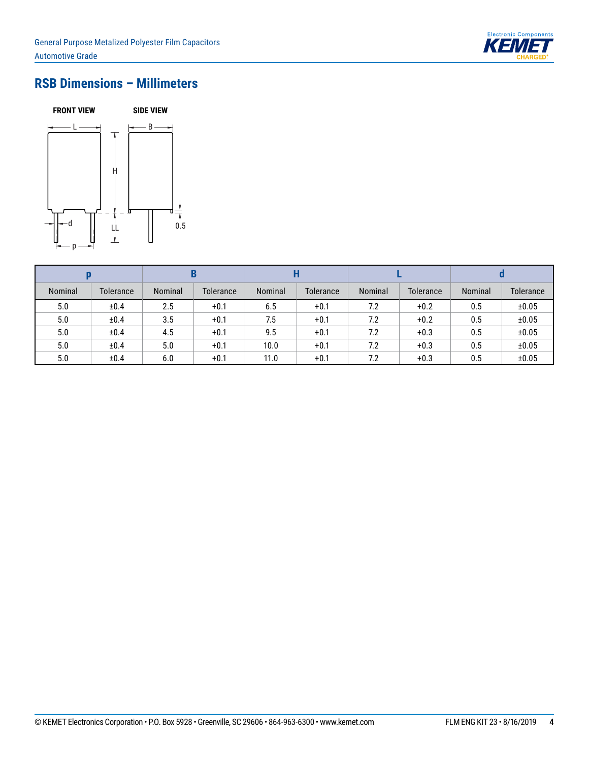## RSB Dimensions – Millimeters

FRONT VIEW

SIDE VIEW

L

B

H

d

LL

0.5

p

| p | | B | | H | | L | | d | |
|---|---|---|---|---|---|---|---|---|---|
| Nominal | Tolerance | Nominal | Tolerance | Nominal | Tolerance | Nominal | Tolerance | Nominal | Tolerance |
| 5.0 | ±0.4 | 2.5 | +0.1 | 6.5 | +0.1 | 7.2 | +0.2 | 0.5 | ±0.05 |
| 5.0 | ±0.4 | 3.5 | +0.1 | 7.5 | +0.1 | 7.2 | +0.2 | 0.5 | ±0.05 |
| 5.0 | ±0.4 | 4.5 | +0.1 | 9.5 | +0.1 | 7.2 | +0.3 | 0.5 | ±0.05 |
| 5.0 | ±0.4 | 5.0 | +0.1 | 10.0 | +0.1 | 7.2 | +0.3 | 0.5 | ±0.05 |
| 5.0 | ±0.4 | 6.0 | +0.1 | 11.0 | +0.1 | 7.2 | +0.3 | 0.5 | ±0.05 |